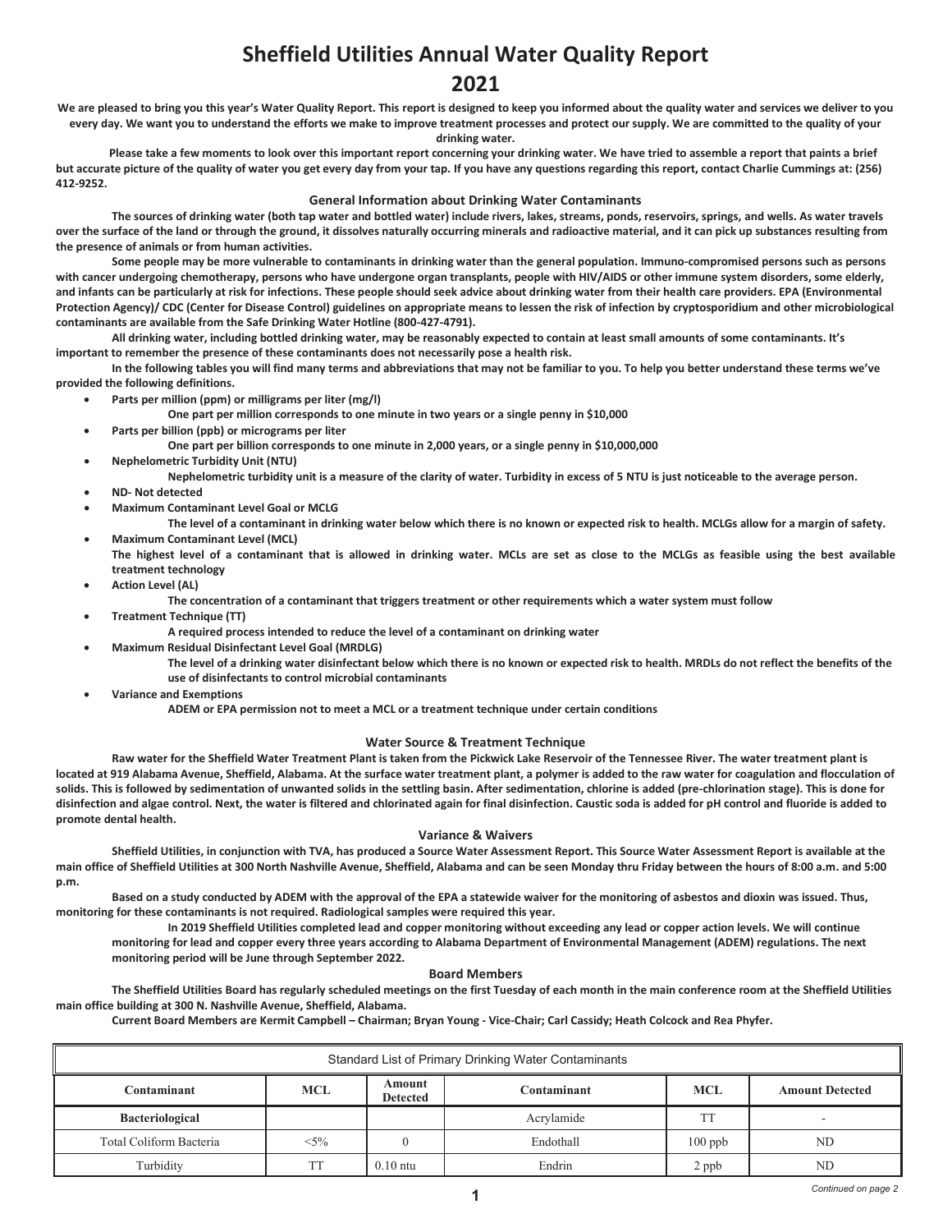# Sheffield Utilities Annual Water Quality Report

# 2021

**We are pleased to bring you this year's Water Quality Report. This report is designed to keep you informed about the quality water and services we deliver to you every day. We want you to understand the efforts we make to improve treatment processes and protect our supply. We are committed to the quality of your drinking water.**

**Please take a few moments to look over this important report concerning your drinking water. We have tried to assemble a report that paints a brief but accurate picture of the quality of water you get every day from your tap. If you have any questions regarding this report, contact Charlie Cummings at: (256) 412-9252.**

### General Information about Drinking Water Contaminants

**The sources of drinking water (both tap water and bottled water) include rivers, lakes, streams, ponds, reservoirs, springs, and wells. As water travels over the surface of the land or through the ground, it dissolves naturally occurring minerals and radioactive material, and it can pick up substances resulting from the presence of animals or from human activities.**

**Some people may be more vulnerable to contaminants in drinking water than the general population. Immuno-compromised persons such as persons with cancer undergoing chemotherapy, persons who have undergone organ transplants, people with HIV/AIDS or other immune system disorders, some elderly, and infants can be particularly at risk for infections. These people should seek advice about drinking water from their health care providers. EPA (Environmental Protection Agency)/ CDC (Center for Disease Control) guidelines on appropriate means to lessen the risk of infection by cryptosporidium and other microbiological contaminants are available from the Safe Drinking Water Hotline (800-427-4791).**

**All drinking water, including bottled drinking water, may be reasonably expected to contain at least small amounts of some contaminants. It's important to remember the presence of these contaminants does not necessarily pose a health risk.**

**In the following tables you will find many terms and abbreviations that may not be familiar to you. To help you better understand these terms we've provided the following definitions.**

- **Parts per million (ppm) or milligrams per liter (mg/l)**
  - **One part per million corresponds to one minute in two years or a single penny in $10,000**
- **Parts per billion (ppb) or micrograms per liter**
  - **One part per billion corresponds to one minute in 2,000 years, or a single penny in $10,000,000**
- **Nephelometric Turbidity Unit (NTU)**
  - **Nephelometric turbidity unit is a measure of the clarity of water. Turbidity in excess of 5 NTU is just noticeable to the average person.**
- **ND- Not detected**
- **Maximum Contaminant Level Goal or MCLG**
  - **The level of a contaminant in drinking water below which there is no known or expected risk to health. MCLGs allow for a margin of safety.**
- **Maximum Contaminant Level (MCL)**
  - **The highest level of a contaminant that is allowed in drinking water. MCLs are set as close to the MCLGs as feasible using the best available treatment technology**
- **Action Level (AL)**
  - **The concentration of a contaminant that triggers treatment or other requirements which a water system must follow**
- **Treatment Technique (TT)**
  - **A required process intended to reduce the level of a contaminant on drinking water**
- **Maximum Residual Disinfectant Level Goal (MRDLG)**
  - **The level of a drinking water disinfectant below which there is no known or expected risk to health. MRDLs do not reflect the benefits of the use of disinfectants to control microbial contaminants**
- **Variance and Exemptions**
  - **ADEM or EPA permission not to meet a MCL or a treatment technique under certain conditions**

### Water Source & Treatment Technique

**Raw water for the Sheffield Water Treatment Plant is taken from the Pickwick Lake Reservoir of the Tennessee River. The water treatment plant is located at 919 Alabama Avenue, Sheffield, Alabama. At the surface water treatment plant, a polymer is added to the raw water for coagulation and flocculation of solids. This is followed by sedimentation of unwanted solids in the settling basin. After sedimentation, chlorine is added (pre-chlorination stage). This is done for disinfection and algae control. Next, the water is filtered and chlorinated again for final disinfection. Caustic soda is added for pH control and fluoride is added to promote dental health.**

### Variance & Waivers

**Sheffield Utilities, in conjunction with TVA, has produced a Source Water Assessment Report. This Source Water Assessment Report is available at the main office of Sheffield Utilities at 300 North Nashville Avenue, Sheffield, Alabama and can be seen Monday thru Friday between the hours of 8:00 a.m. and 5:00 p.m.**

**Based on a study conducted by ADEM with the approval of the EPA a statewide waiver for the monitoring of asbestos and dioxin was issued. Thus, monitoring for these contaminants is not required. Radiological samples were required this year.**

**In 2019 Sheffield Utilities completed lead and copper monitoring without exceeding any lead or copper action levels. We will continue monitoring for lead and copper every three years according to Alabama Department of Environmental Management (ADEM) regulations. The next monitoring period will be June through September 2022.**

### Board Members

**The Sheffield Utilities Board has regularly scheduled meetings on the first Tuesday of each month in the main conference room at the Sheffield Utilities main office building at 300 N. Nashville Avenue, Sheffield, Alabama.**

**Current Board Members are Kermit Campbell – Chairman; Bryan Young - Vice-Chair; Carl Cassidy; Heath Colcock and Rea Phyfer.**

| Standard List of Primary Drinking Water Contaminants | | | | | |
|---|---|---|---|---|---|
| **Contaminant** | **MCL** | **Amount Detected** | **Contaminant** | **MCL** | **Amount Detected** |
| **Bacteriological** | | | Acrylamide | TT | - |
| Total Coliform Bacteria | <5% | 0 | Endothall | 100 ppb | ND |
| Turbidity | TT | 0.10 ntu | Endrin | 2 ppb | ND |

*Continued on page 2*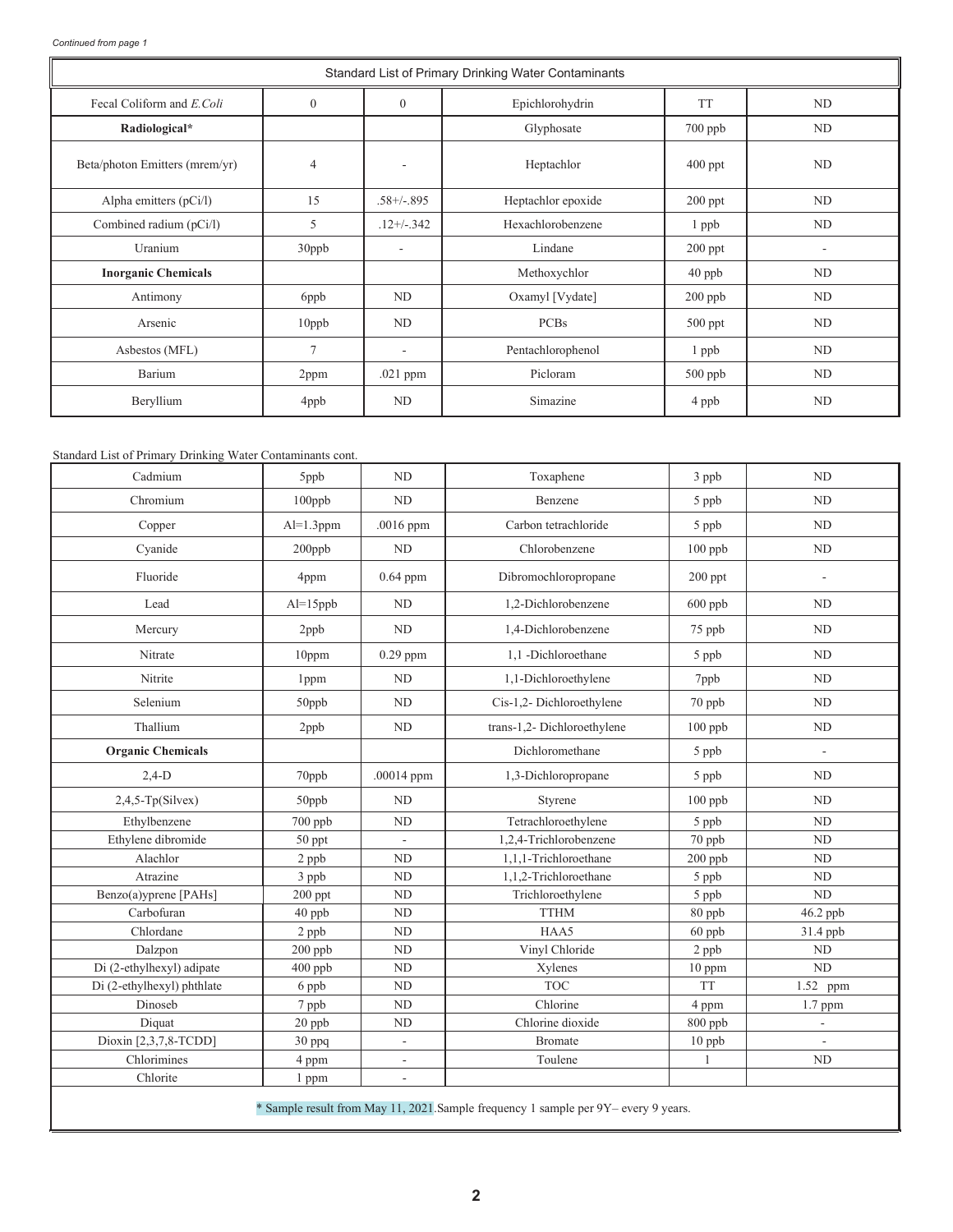*Continued from page 1*

| Standard List of Primary Drinking Water Contaminants | | | | | |
|---|---|---|---|---|---|
| Fecal Coliform and *E.Coli* | 0 | 0 | Epichlorohydrin | TT | ND |
| **Radiological*** | | | Glyphosate | 700 ppb | ND |
| Beta/photon Emitters (mrem/yr) | 4 | - | Heptachlor | 400 ppt | ND |
| Alpha emitters (pCi/l) | 15 | .58+/-.895 | Heptachlor epoxide | 200 ppt | ND |
| Combined radium (pCi/l) | 5 | .12+/-.342 | Hexachlorobenzene | 1 ppb | ND |
| Uranium | 30ppb | - | Lindane | 200 ppt | - |
| **Inorganic Chemicals** | | | Methoxychlor | 40 ppb | ND |
| Antimony | 6ppb | ND | Oxamyl [Vydate] | 200 ppb | ND |
| Arsenic | 10ppb | ND | PCBs | 500 ppt | ND |
| Asbestos (MFL) | 7 | - | Pentachlorophenol | 1 ppb | ND |
| Barium | 2ppm | .021 ppm | Picloram | 500 ppb | ND |
| Beryllium | 4ppb | ND | Simazine | 4 ppb | ND |

Standard List of Primary Drinking Water Contaminants cont.

| | | | | | |
|---|---|---|---|---|---|
| Cadmium | 5ppb | ND | Toxaphene | 3 ppb | ND |
| Chromium | 100ppb | ND | Benzene | 5 ppb | ND |
| Copper | Al=1.3ppm | .0016 ppm | Carbon tetrachloride | 5 ppb | ND |
| Cyanide | 200ppb | ND | Chlorobenzene | 100 ppb | ND |
| Fluoride | 4ppm | 0.64 ppm | Dibromochloropropane | 200 ppt | - |
| Lead | Al=15ppb | ND | 1,2-Dichlorobenzene | 600 ppb | ND |
| Mercury | 2ppb | ND | 1,4-Dichlorobenzene | 75 ppb | ND |
| Nitrate | 10ppm | 0.29 ppm | 1,1 -Dichloroethane | 5 ppb | ND |
| Nitrite | 1ppm | ND | 1,1-Dichloroethylene | 7ppb | ND |
| Selenium | 50ppb | ND | Cis-1,2- Dichloroethylene | 70 ppb | ND |
| Thallium | 2ppb | ND | trans-1,2- Dichloroethylene | 100 ppb | ND |
| **Organic Chemicals** | | | Dichloromethane | 5 ppb | - |
| 2,4-D | 70ppb | .00014 ppm | 1,3-Dichloropropane | 5 ppb | ND |
| 2,4,5-Tp(Silvex) | 50ppb | ND | Styrene | 100 ppb | ND |
| Ethylbenzene | 700 ppb | ND | Tetrachloroethylene | 5 ppb | ND |
| Ethylene dibromide | 50 ppt | - | 1,2,4-Trichlorobenzene | 70 ppb | ND |
| Alachlor | 2 ppb | ND | 1,1,1-Trichloroethane | 200 ppb | ND |
| Atrazine | 3 ppb | ND | 1,1,2-Trichloroethane | 5 ppb | ND |
| Benzo(a)yprene [PAHs] | 200 ppt | ND | Trichloroethylene | 5 ppb | ND |
| Carbofuran | 40 ppb | ND | TTHM | 80 ppb | 46.2 ppb |
| Chlordane | 2 ppb | ND | HAA5 | 60 ppb | 31.4 ppb |
| Dalzpon | 200 ppb | ND | Vinyl Chloride | 2 ppb | ND |
| Di (2-ethylhexyl) adipate | 400 ppb | ND | Xylenes | 10 ppm | ND |
| Di (2-ethylhexyl) phthlate | 6 ppb | ND | TOC | TT | 1.52 ppm |
| Dinoseb | 7 ppb | ND | Chlorine | 4 ppm | 1.7 ppm |
| Diquat | 20 ppb | ND | Chlorine dioxide | 800 ppb | - |
| Dioxin [2,3,7,8-TCDD] | 30 ppq | - | Bromate | 10 ppb | - |
| Chlorimines | 4 ppm | - | Toulene | 1 | ND |
| Chlorite | 1 ppm | - | | | |

* Sample result from May 11, 2021.Sample frequency 1 sample per 9Y– every 9 years.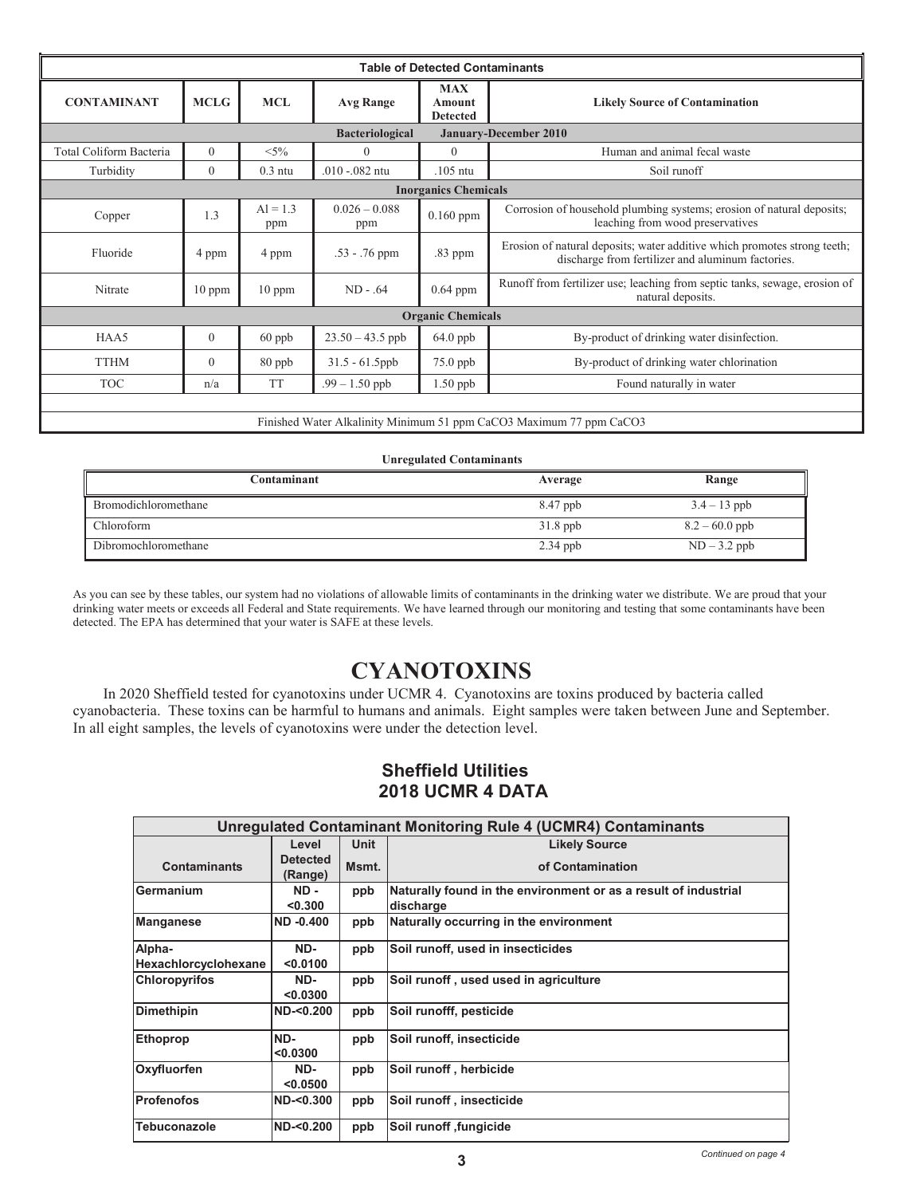| Table of Detected Contaminants | | | | | |
|---|---|---|---|---|---|
| **CONTAMINANT** | **MCLG** | **MCL** | **Avg Range** | **MAX Amount Detected** | **Likely Source of Contamination** |
| **Bacteriological** | | | **January-December 2010** | | |
| Total Coliform Bacteria | 0 | <5% | 0 | 0 | Human and animal fecal waste |
| Turbidity | 0 | 0.3 ntu | .010 -.082 ntu | .105 ntu | Soil runoff |
| **Inorganics Chemicals** | | | | | |
| Copper | 1.3 | Al = 1.3 ppm | 0.026 – 0.088 ppm | 0.160 ppm | Corrosion of household plumbing systems; erosion of natural deposits; leaching from wood preservatives |
| Fluoride | 4 ppm | 4 ppm | .53 - .76 ppm | .83 ppm | Erosion of natural deposits; water additive which promotes strong teeth; discharge from fertilizer and aluminum factories. |
| Nitrate | 10 ppm | 10 ppm | ND - .64 | 0.64 ppm | Runoff from fertilizer use; leaching from septic tanks, sewage, erosion of natural deposits. |
| **Organic Chemicals** | | | | | |
| HAA5 | 0 | 60 ppb | 23.50 – 43.5 ppb | 64.0 ppb | By-product of drinking water disinfection. |
| TTHM | 0 | 80 ppb | 31.5 - 61.5ppb | 75.0 ppb | By-product of drinking water chlorination |
| TOC | n/a | TT | .99 – 1.50 ppb | 1.50 ppb | Found naturally in water |
| Finished Water Alkalinity Minimum 51 ppm CaCO3 Maximum 77 ppm CaCO3 | | | | | |

**Unregulated Contaminants**

| Contaminant | Average | Range |
|---|---|---|
| Bromodichloromethane | 8.47 ppb | 3.4 – 13 ppb |
| Chloroform | 31.8 ppb | 8.2 – 60.0 ppb |
| Dibromochloromethane | 2.34 ppb | ND – 3.2 ppb |

As you can see by these tables, our system had no violations of allowable limits of contaminants in the drinking water we distribute. We are proud that your drinking water meets or exceeds all Federal and State requirements. We have learned through our monitoring and testing that some contaminants have been detected. The EPA has determined that your water is SAFE at these levels.

# CYANOTOXINS

In 2020 Sheffield tested for cyanotoxins under UCMR 4. Cyanotoxins are toxins produced by bacteria called cyanobacteria. These toxins can be harmful to humans and animals. Eight samples were taken between June and September. In all eight samples, the levels of cyanotoxins were under the detection level.

## Sheffield Utilities 2018 UCMR 4 DATA

| Unregulated Contaminant Monitoring Rule 4 (UCMR4) Contaminants | | | |
|---|---|---|---|
| **Contaminants** | **Level Detected (Range)** | **Unit Msmt.** | **Likely Source of Contamination** |
| **Germanium** | **ND - <0.300** | **ppb** | **Naturally found in the environment or as a result of industrial discharge** |
| **Manganese** | **ND -0.400** | **ppb** | **Naturally occurring in the environment** |
| **Alpha-Hexachlorcyclohexane** | **ND- <0.0100** | **ppb** | **Soil runoff, used in insecticides** |
| **Chloropyrifos** | **ND- <0.0300** | **ppb** | **Soil runoff , used used in agriculture** |
| **Dimethipin** | **ND-<0.200** | **ppb** | **Soil runofff, pesticide** |
| **Ethoprop** | **ND- <0.0300** | **ppb** | **Soil runoff, insecticide** |
| **Oxyfluorfen** | **ND- <0.0500** | **ppb** | **Soil runoff , herbicide** |
| **Profenofos** | **ND-<0.300** | **ppb** | **Soil runoff , insecticide** |
| **Tebuconazole** | **ND-<0.200** | **ppb** | **Soil runoff ,fungicide** |

*Continued on page 4*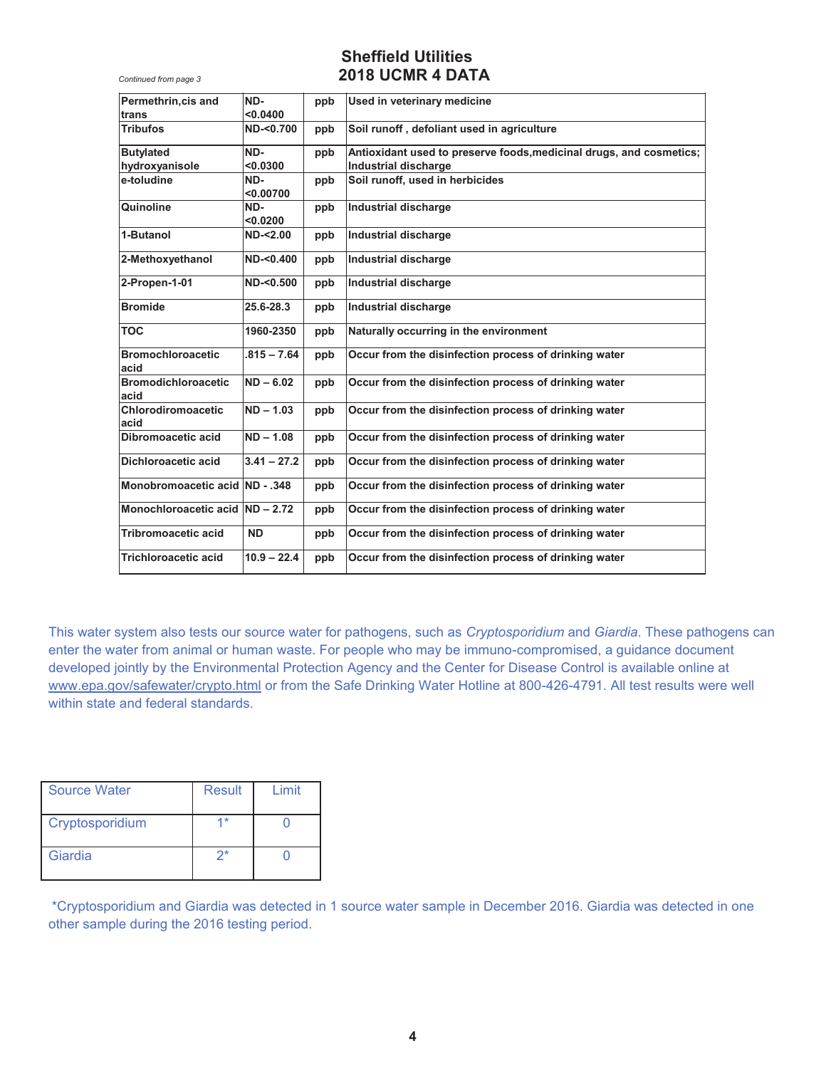# Sheffield Utilities
## 2018 UCMR 4 DATA

*Continued from page 3*

| | | | |
|---|---|---|---|
| **Permethrin,cis and trans** | **ND-<0.0400** | **ppb** | **Used in veterinary medicine** |
| **Tribufos** | **ND-<0.700** | **ppb** | **Soil runoff , defoliant used in agriculture** |
| **Butylated hydroxyanisole** | **ND-<0.0300** | **ppb** | **Antioxidant used to preserve foods,medicinal drugs, and cosmetics; Industrial discharge** |
| **e-toludine** | **ND-<0.00700** | **ppb** | **Soil runoff, used in herbicides** |
| **Quinoline** | **ND-<0.0200** | **ppb** | **Industrial discharge** |
| **1-Butanol** | **ND-<2.00** | **ppb** | **Industrial discharge** |
| **2-Methoxyethanol** | **ND-<0.400** | **ppb** | **Industrial discharge** |
| **2-Propen-1-01** | **ND-<0.500** | **ppb** | **Industrial discharge** |
| **Bromide** | **25.6-28.3** | **ppb** | **Industrial discharge** |
| **TOC** | **1960-2350** | **ppb** | **Naturally occurring in the environment** |
| **Bromochloroacetic acid** | **.815 – 7.64** | **ppb** | **Occur from the disinfection process of drinking water** |
| **Bromodichloroacetic acid** | **ND – 6.02** | **ppb** | **Occur from the disinfection process of drinking water** |
| **Chlorodiromoacetic acid** | **ND – 1.03** | **ppb** | **Occur from the disinfection process of drinking water** |
| **Dibromoacetic acid** | **ND – 1.08** | **ppb** | **Occur from the disinfection process of drinking water** |
| **Dichloroacetic acid** | **3.41 – 27.2** | **ppb** | **Occur from the disinfection process of drinking water** |
| **Monobromoacetic acid** | **ND - .348** | **ppb** | **Occur from the disinfection process of drinking water** |
| **Monochloroacetic acid** | **ND – 2.72** | **ppb** | **Occur from the disinfection process of drinking water** |
| **Tribromoacetic acid** | **ND** | **ppb** | **Occur from the disinfection process of drinking water** |
| **Trichloroacetic acid** | **10.9 – 22.4** | **ppb** | **Occur from the disinfection process of drinking water** |

This water system also tests our source water for pathogens, such as *Cryptosporidium* and *Giardia*. These pathogens can enter the water from animal or human waste. For people who may be immuno-compromised, a guidance document developed jointly by the Environmental Protection Agency and the Center for Disease Control is available online at www.epa.gov/safewater/crypto.html or from the Safe Drinking Water Hotline at 800-426-4791. All test results were well within state and federal standards.

| Source Water | Result | Limit |
|---|---|---|
| Cryptosporidium | 1* | 0 |
| Giardia | 2* | 0 |

*Cryptosporidium and Giardia was detected in 1 source water sample in December 2016. Giardia was detected in one other sample during the 2016 testing period.